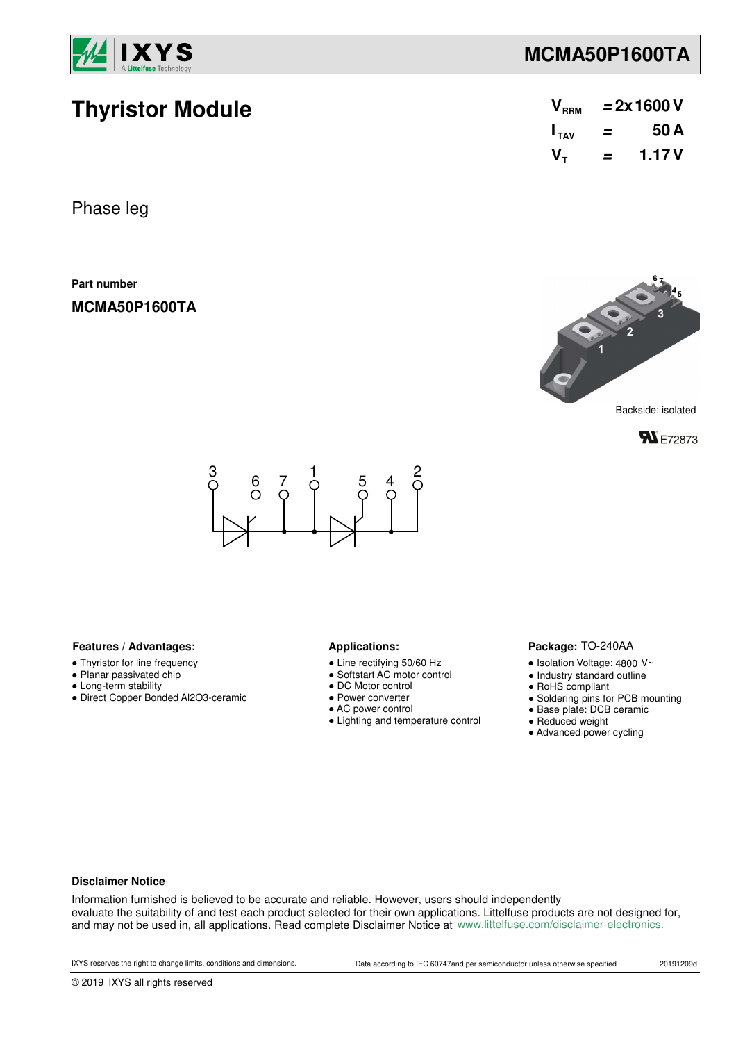# Thyristor Module

$V_{RRM}$ = 2x 1600 V
$I_{TAV}$ = 50 A
$V_T$ = 1.17 V

Phase leg

**Part number**

**MCMA50P1600TA**

Backside: isolated

E72873

3 6 7 1 5 4 2

**Features / Advantages:**

- Thyristor for line frequency
- Planar passivated chip
- Long-term stability
- Direct Copper Bonded Al2O3-ceramic

**Applications:**

- Line rectifying 50/60 Hz
- Softstart AC motor control
- DC Motor control
- Power converter
- AC power control
- Lighting and temperature control

**Package:** TO-240AA

- Isolation Voltage: 4800 V~
- Industry standard outline
- RoHS compliant
- Soldering pins for PCB mounting
- Base plate: DCB ceramic
- Reduced weight
- Advanced power cycling

**Disclaimer Notice**

Information furnished is believed to be accurate and reliable. However, users should independently evaluate the suitability of and test each product selected for their own applications. Littelfuse products are not designed for, and may not be used in, all applications. Read complete Disclaimer Notice at www.littelfuse.com/disclaimer-electronics.

IXYS reserves the right to change limits, conditions and dimensions.

Data according to IEC 60747and per semiconductor unless otherwise specified

20191209d

© 2019 IXYS all rights reserved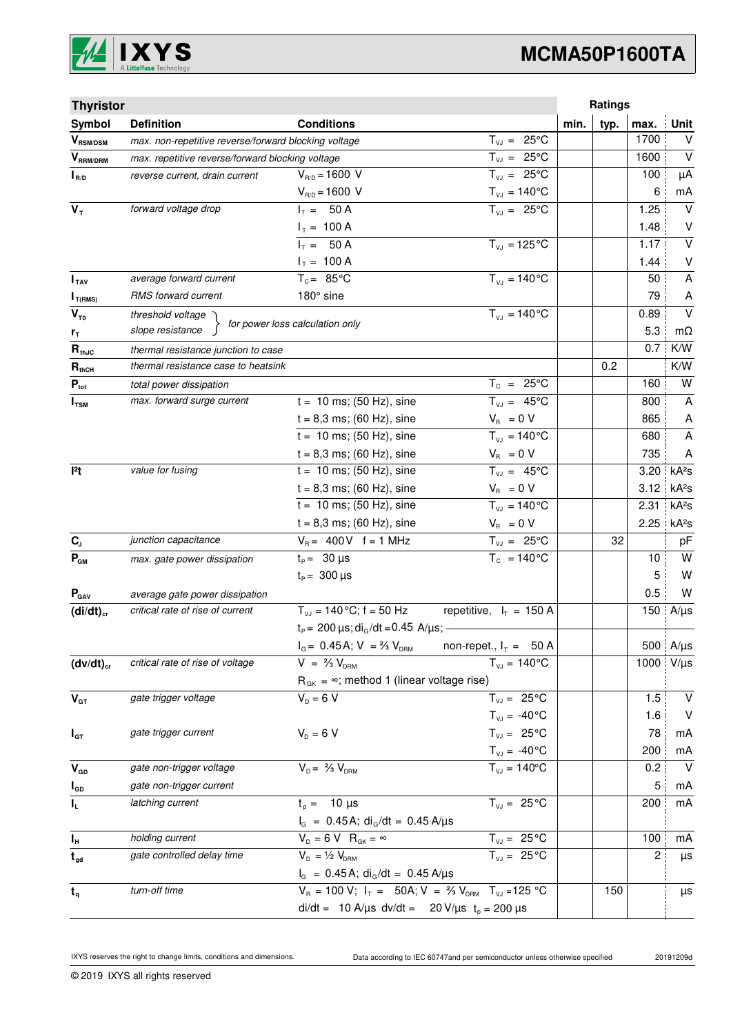## Thyristor

| Symbol | Definition | Conditions | | min. | typ. | max. | Unit |
|---|---|---|---|---|---|---|---|
| $V_{RSM/DSM}$ | max. non-repetitive reverse/forward blocking voltage | | $T_{VJ}$ = 25°C | | | 1700 | V |
| $V_{RRM/DRM}$ | max. repetitive reverse/forward blocking voltage | | $T_{VJ}$ = 25°C | | | 1600 | V |
| $I_{R/D}$ | reverse current, drain current | $V_{R/D}$ = 1600 V | $T_{VJ}$ = 25°C | | | 100 | µA |
| | | $V_{R/D}$ = 1600 V | $T_{VJ}$ = 140°C | | | 6 | mA |
| $V_T$ | forward voltage drop | $I_T$ = 50 A | $T_{VJ}$ = 25°C | | | 1.25 | V |
| | | $I_T$ = 100 A | | | | 1.48 | V |
| | | $I_T$ = 50 A | $T_{VJ}$ = 125°C | | | 1.17 | V |
| | | $I_T$ = 100 A | | | | 1.44 | V |
| $I_{TAV}$ | average forward current | $T_C$ = 85°C | $T_{VJ}$ = 140°C | | | 50 | A |
| $I_{T(RMS)}$ | RMS forward current | 180° sine | | | | 79 | A |
| $V_{T0}$ | threshold voltage | for power loss calculation only | $T_{VJ}$ = 140°C | | | 0.89 | V |
| $r_T$ | slope resistance | | | | | 5.3 | mΩ |
| $R_{thJC}$ | thermal resistance junction to case | | | | | 0.7 | K/W |
| $R_{thCH}$ | thermal resistance case to heatsink | | | | 0.2 | | K/W |
| $P_{tot}$ | total power dissipation | | $T_C$ = 25°C | | | 160 | W |
| $I_{TSM}$ | max. forward surge current | t = 10 ms; (50 Hz), sine | $T_{VJ}$ = 45°C | | | 800 | A |
| | | t = 8,3 ms; (60 Hz), sine | $V_R$ = 0 V | | | 865 | A |
| | | t = 10 ms; (50 Hz), sine | $T_{VJ}$ = 140°C | | | 680 | A |
| | | t = 8,3 ms; (60 Hz), sine | $V_R$ = 0 V | | | 735 | A |
| $I^2t$ | value for fusing | t = 10 ms; (50 Hz), sine | $T_{VJ}$ = 45°C | | | 3.20 | kA²s |
| | | t = 8,3 ms; (60 Hz), sine | $V_R$ = 0 V | | | 3.12 | kA²s |
| | | t = 10 ms; (50 Hz), sine | $T_{VJ}$ = 140°C | | | 2.31 | kA²s |
| | | t = 8,3 ms; (60 Hz), sine | $V_R$ = 0 V | | | 2.25 | kA²s |
| $C_J$ | junction capacitance | $V_R$ = 400 V f = 1 MHz | $T_{VJ}$ = 25°C | | 32 | | pF |
| $P_{GM}$ | max. gate power dissipation | $t_P$ = 30 µs | $T_C$ = 140°C | | | 10 | W |
| | | $t_P$ = 300 µs | | | | 5 | W |
| $P_{GAV}$ | average gate power dissipation | | | | | 0.5 | W |
| $(di/dt)_{cr}$ | critical rate of rise of current | $T_{VJ}$ = 140°C; f = 50 Hz | repetitive, $I_T$ = 150 A | | | 150 | A/µs |
| | | $t_P$ = 200 µs; $di_G/dt$ = 0.45 A/µs; | | | | | |
| | | $I_G$ = 0.45 A; V = ⅔ $V_{DRM}$ | non-repet., $I_T$ = 50 A | | | 500 | A/µs |
| $(dv/dt)_{cr}$ | critical rate of rise of voltage | V = ⅔ $V_{DRM}$ | $T_{VJ}$ = 140°C | | | 1000 | V/µs |
| | | $R_{GK}$ = ∞; method 1 (linear voltage rise) | | | | | |
| $V_{GT}$ | gate trigger voltage | $V_D$ = 6 V | $T_{VJ}$ = 25°C | | | 1.5 | V |
| | | | $T_{VJ}$ = -40°C | | | 1.6 | V |
| $I_{GT}$ | gate trigger current | $V_D$ = 6 V | $T_{VJ}$ = 25°C | | | 78 | mA |
| | | | $T_{VJ}$ = -40°C | | | 200 | mA |
| $V_{GD}$ | gate non-trigger voltage | $V_D$ = ⅔ $V_{DRM}$ | $T_{VJ}$ = 140°C | | | 0.2 | V |
| $I_{GD}$ | gate non-trigger current | | | | | 5 | mA |
| $I_L$ | latching current | $t_p$ = 10 µs | $T_{VJ}$ = 25°C | | | 200 | mA |
| | | $I_G$ = 0.45 A; $di_G/dt$ = 0.45 A/µs | | | | | |
| $I_H$ | holding current | $V_D$ = 6 V $R_{GK}$ = ∞ | $T_{VJ}$ = 25°C | | | 100 | mA |
| $t_{gd}$ | gate controlled delay time | $V_D$ = ½ $V_{DRM}$ | $T_{VJ}$ = 25°C | | | 2 | µs |
| | | $I_G$ = 0.45 A; $di_G/dt$ = 0.45 A/µs | | | | | |
| $t_q$ | turn-off time | $V_R$ = 100 V; $I_T$ = 50A; V = ⅔ $V_{DRM}$ | $T_{VJ}$ = 125 °C | | 150 | | µs |
| | | di/dt = 10 A/µs dv/dt = 20 V/µs $t_p$ = 200 µs | | | | | |

IXYS reserves the right to change limits, conditions and dimensions.

Data according to IEC 60747and per semiconductor unless otherwise specified

20191209d

© 2019 IXYS all rights reserved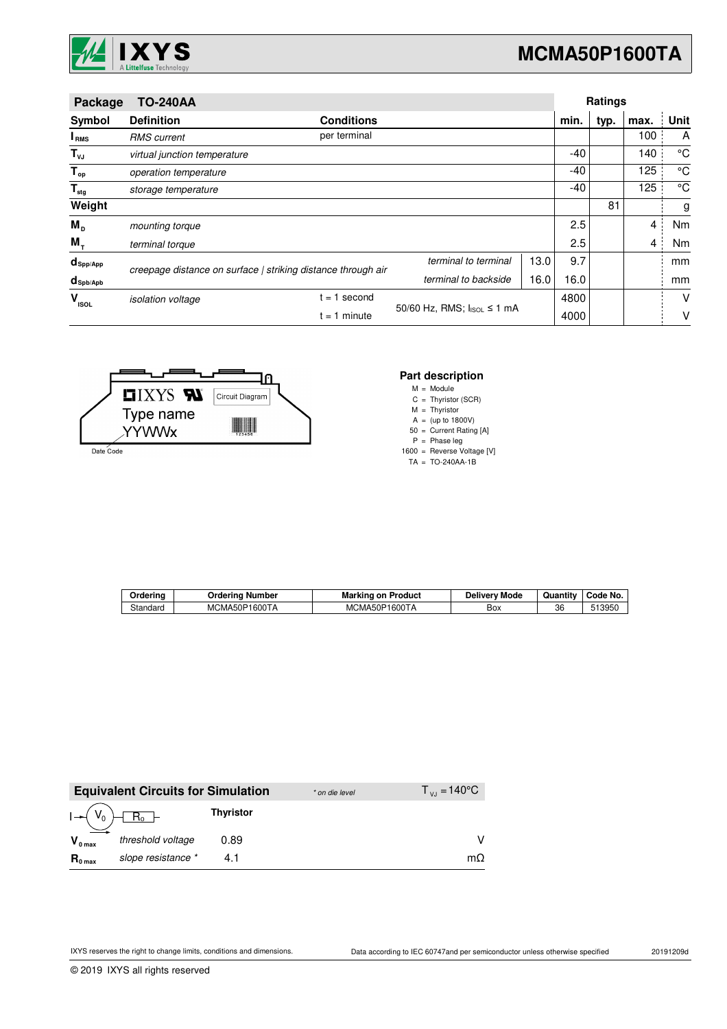| Package TO-240AA | | | | | Ratings | | | |
|---|---|---|---|---|---|---|---|---|
| **Symbol** | **Definition** | **Conditions** | | | **min.** | **typ.** | **max.** | **Unit** |
| $I_{RMS}$ | *RMS current* | per terminal | | | | | 100 | A |
| $T_{VJ}$ | *virtual junction temperature* | | | | -40 | | 140 | °C |
| $T_{op}$ | *operation temperature* | | | | -40 | | 125 | °C |
| $T_{stg}$ | *storage temperature* | | | | -40 | | 125 | °C |
| **Weight** | | | | | | 81 | | g |
| $M_D$ | *mounting torque* | | | | 2.5 | | 4 | Nm |
| $M_T$ | *terminal torque* | | | | 2.5 | | 4 | Nm |
| $d_{Spp/App}$ | *creepage distance on surface \| striking distance through air* | | *terminal to terminal* | 13.0 | 9.7 | | | mm |
| $d_{Spb/Apb}$ | | | *terminal to backside* | 16.0 | 16.0 | | | mm |
| $V_{ISOL}$ | *isolation voltage* | t = 1 second | 50/60 Hz, RMS; $I_{ISOL} \leq 1$ mA | | 4800 | | | V |
| | | t = 1 minute | | | 4000 | | | V |

IXYS Type name YYWWx — Circuit Diagram — Date Code

**Part description**

M = Module
C = Thyristor (SCR)
M = Thyristor
A = (up to 1800V)
50 = Current Rating [A]
P = Phase leg
1600 = Reverse Voltage [V]
TA = TO-240AA-1B

| Ordering | Ordering Number | Marking on Product | Delivery Mode | Quantity | Code No. |
|---|---|---|---|---|---|
| Standard | MCMA50P1600TA | MCMA50P1600TA | Box | 36 | 513950 |

| Equivalent Circuits for Simulation | | * on die level | $T_{VJ} = 140°C$ |
|---|---|---|---|
| $I \rightarrow (V_0) - [R_0]$ | | **Thyristor** | |
| $V_{0\,max}$ | *threshold voltage* | 0.89 | V |
| $R_{0\,max}$ | *slope resistance \** | 4.1 | mΩ |

IXYS reserves the right to change limits, conditions and dimensions.

Data according to IEC 60747and per semiconductor unless otherwise specified

20191209d

© 2019 IXYS all rights reserved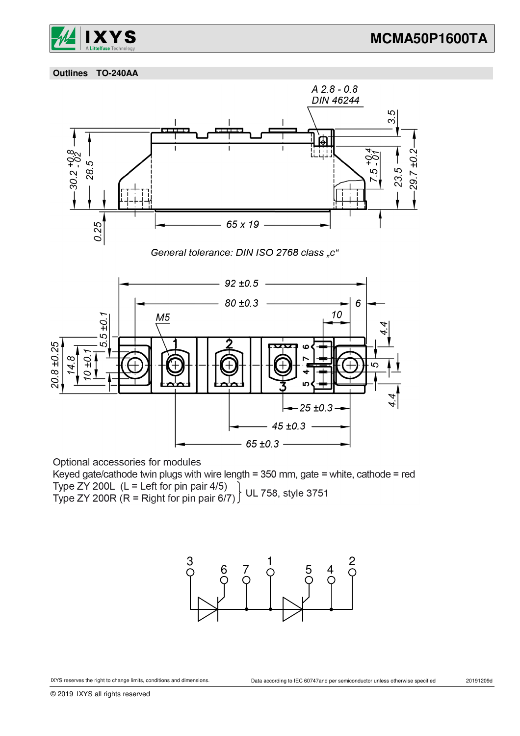## Outlines TO-240AA

General tolerance: DIN ISO 2768 class „c"

Optional accessories for modules

Keyed gate/cathode twin plugs with wire length = 350 mm, gate = white, cathode = red

Type ZY 200L (L = Left for pin pair 4/5)
Type ZY 200R (R = Right for pin pair 6/7)
} UL 758, style 3751

IXYS reserves the right to change limits, conditions and dimensions.

Data according to IEC 60747and per semiconductor unless otherwise specified

20191209d

© 2019 IXYS all rights reserved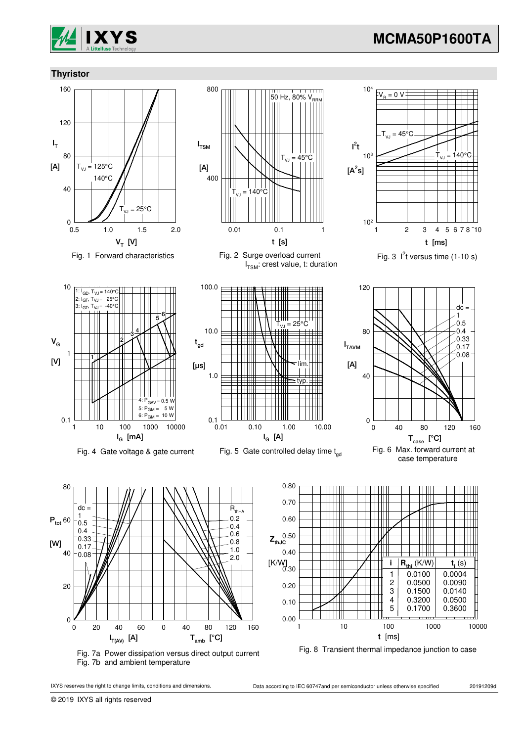## Thyristor

160
120
80
40
0

$I_T$

[A]

$T_{VJ}$ = 125°C

140°C

$T_{VJ}$ = 25°C

0.5 1.0 1.5 2.0

$V_T$ [V]

Fig. 1 Forward characteristics

800

400

$I_{TSM}$

[A]

50 Hz, 80% $V_{RRM}$

$T_{VJ}$ = 45°C

$T_{VJ}$ = 140°C

0.01 0.1 1

t [s]

Fig. 2 Surge overload current
$I_{TSM}$: crest value, t: duration

$10^4$

$10^3$

$10^2$

$I^2t$

[$A^2s$]

$V_R$ = 0 V

$T_{VJ}$ = 45°C

$T_{VJ}$ = 140°C

1 2 3 4 5 6 7 8 10

t [ms]

Fig. 3 $I^2t$ versus time (1-10 s)

10

1

0.1

$V_G$

[V]

1: $I_{GD}$, $T_{VJ}$ = 140°C
2: $I_{GT}$, $T_{VJ}$ = 25°C
3: $I_{GT}$, $T_{VJ}$ = -40°C

4: $P_{GAV}$ = 0.5 W
5: $P_{GM}$ = 5 W
6: $P_{GM}$ = 10 W

1 10 100 1000 10000

$I_G$ [mA]

Fig. 4 Gate voltage & gate current

100.0

10.0

1.0

0.1

$t_{gd}$

[μs]

$T_{VJ}$ = 25°C

lim.

typ.

0.01 0.10 1.00 10.00

$I_G$ [A]

Fig. 5 Gate controlled delay time $t_{gd}$

120

80

40

0

$I_{TAVM}$

[A]

dc =
1
0.5
0.4
0.33
0.17
0.08

0 40 80 120 160

$T_{case}$ [°C]

Fig. 6 Max. forward current at case temperature

80

60

40

20

0

$P_{tot}$

[W]

dc =
1
0.5
0.4
0.33
0.17
0.08

0 20 40 60

$I_{T(AV)}$ [A]

$R_{thHA}$
0.2
0.4
0.6
0.8
1.0
2.0

0 40 80 120 160

$T_{amb}$ [°C]

Fig. 7a Power dissipation versus direct output current
Fig. 7b and ambient temperature

0.80
0.70
0.60
0.50
0.40
0.30
0.20
0.10
0.00

$Z_{thJC}$

[K/W]

| i | $R_{thi}$ (K/W) | $t_i$ (s) |
|---|---|---|
| 1 | 0.0100 | 0.0004 |
| 2 | 0.0500 | 0.0090 |
| 3 | 0.1500 | 0.0140 |
| 4 | 0.3200 | 0.0500 |
| 5 | 0.1700 | 0.3600 |

1 10 100 1000 10000

t [ms]

Fig. 8 Transient thermal impedance junction to case

IXYS reserves the right to change limits, conditions and dimensions.

Data according to IEC 60747and per semiconductor unless otherwise specified

20191209d

© 2019 IXYS all rights reserved